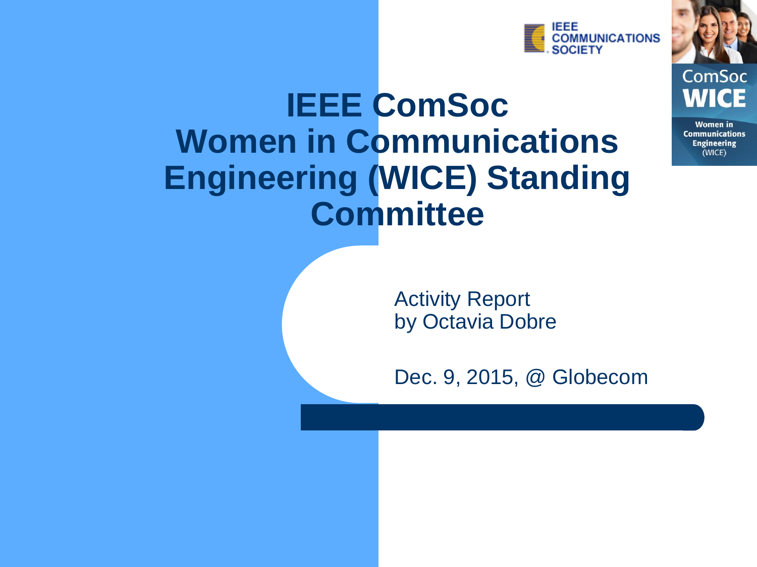# IEEE ComSoc Women in Communications Engineering (WICE) Standing Committee

Activity Report
by Octavia Dobre

Dec. 9, 2015, @ Globecom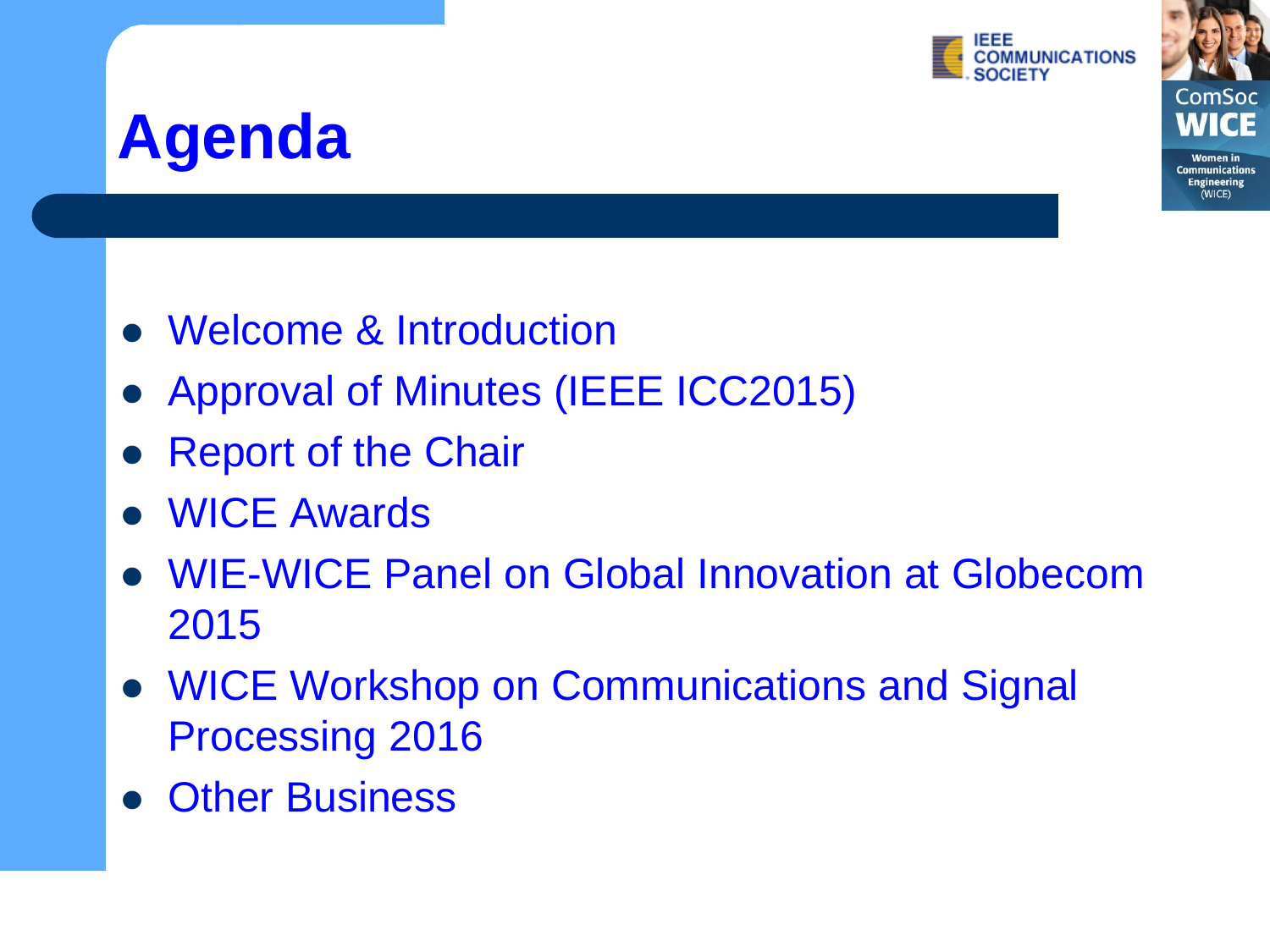# Agenda

- Welcome & Introduction
- Approval of Minutes (IEEE ICC2015)
- Report of the Chair
- WICE Awards
- WIE-WICE Panel on Global Innovation at Globecom 2015
- WICE Workshop on Communications and Signal Processing 2016
- Other Business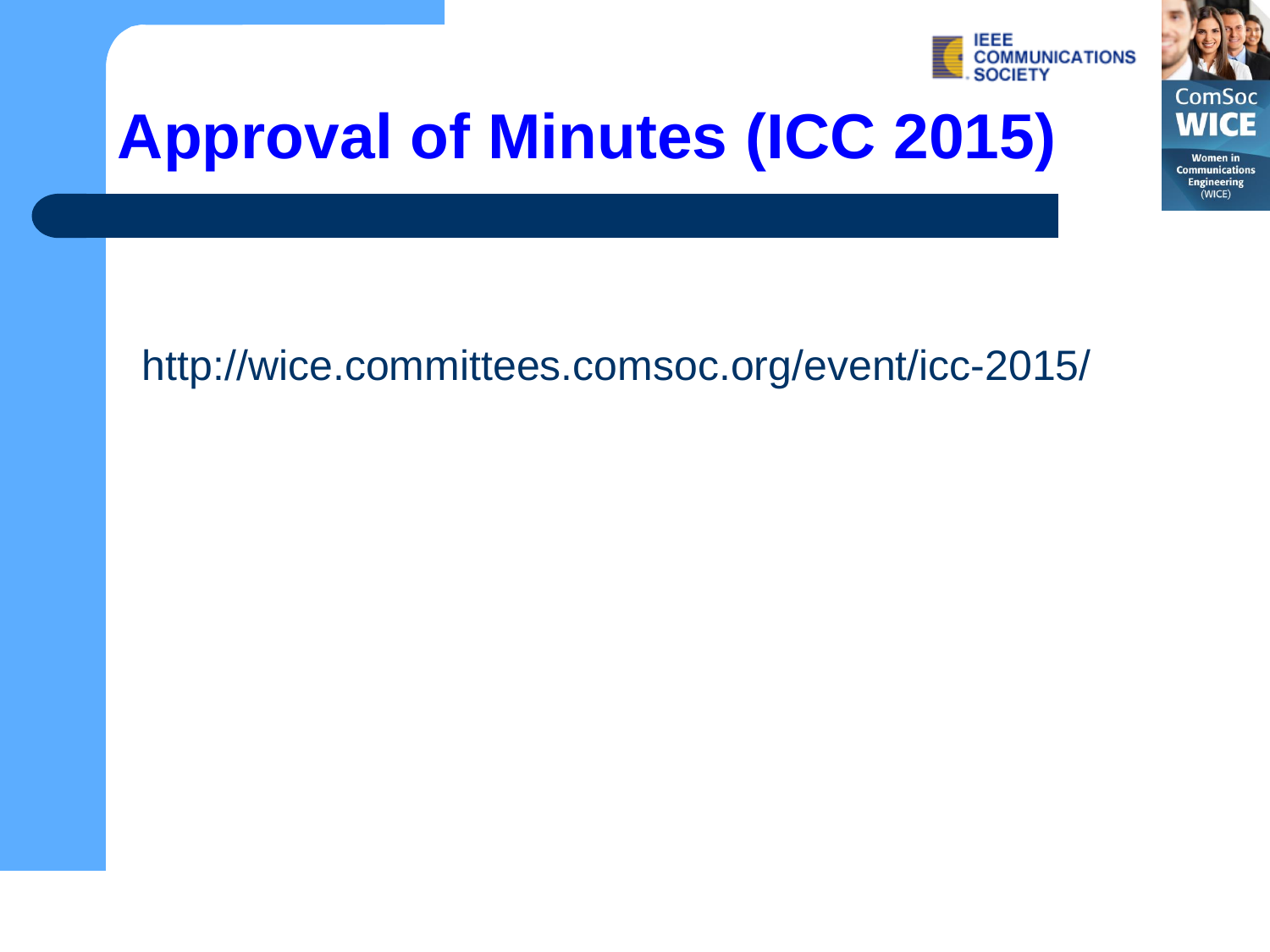# Approval of Minutes (ICC 2015)

http://wice.committees.comsoc.org/event/icc-2015/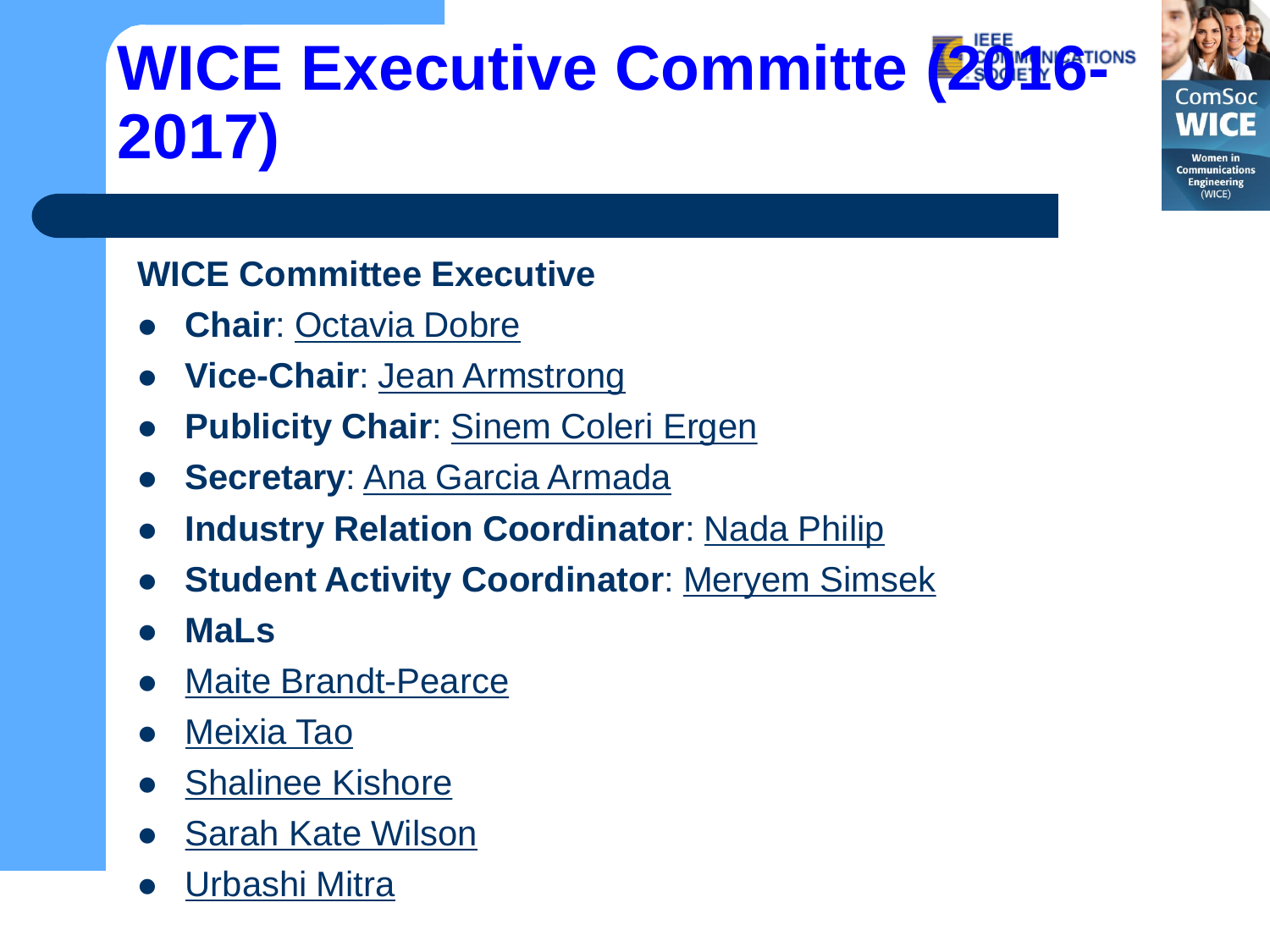# WICE Executive Committe (2016-2017)

**WICE Committee Executive**

- **Chair**: Octavia Dobre
- **Vice-Chair**: Jean Armstrong
- **Publicity Chair**: Sinem Coleri Ergen
- **Secretary**: Ana Garcia Armada
- **Industry Relation Coordinator**: Nada Philip
- **Student Activity Coordinator**: Meryem Simsek
- **MaLs**
- Maite Brandt-Pearce
- Meixia Tao
- Shalinee Kishore
- Sarah Kate Wilson
- Urbashi Mitra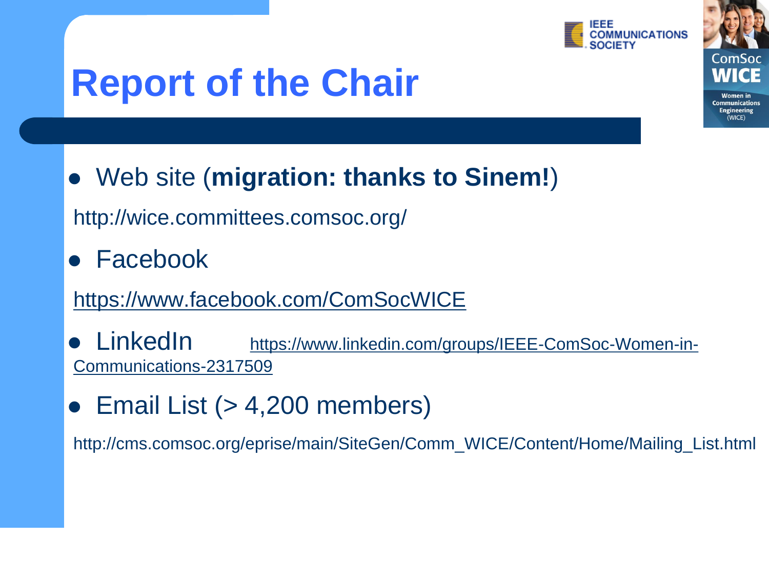# Report of the Chair

- Web site (**migration: thanks to Sinem!**)

http://wice.committees.comsoc.org/

- Facebook

https://www.facebook.com/ComSocWICE

- LinkedIn https://www.linkedin.com/groups/IEEE-ComSoc-Women-in-Communications-2317509

- Email List (> 4,200 members)

http://cms.comsoc.org/eprise/main/SiteGen/Comm_WICE/Content/Home/Mailing_List.html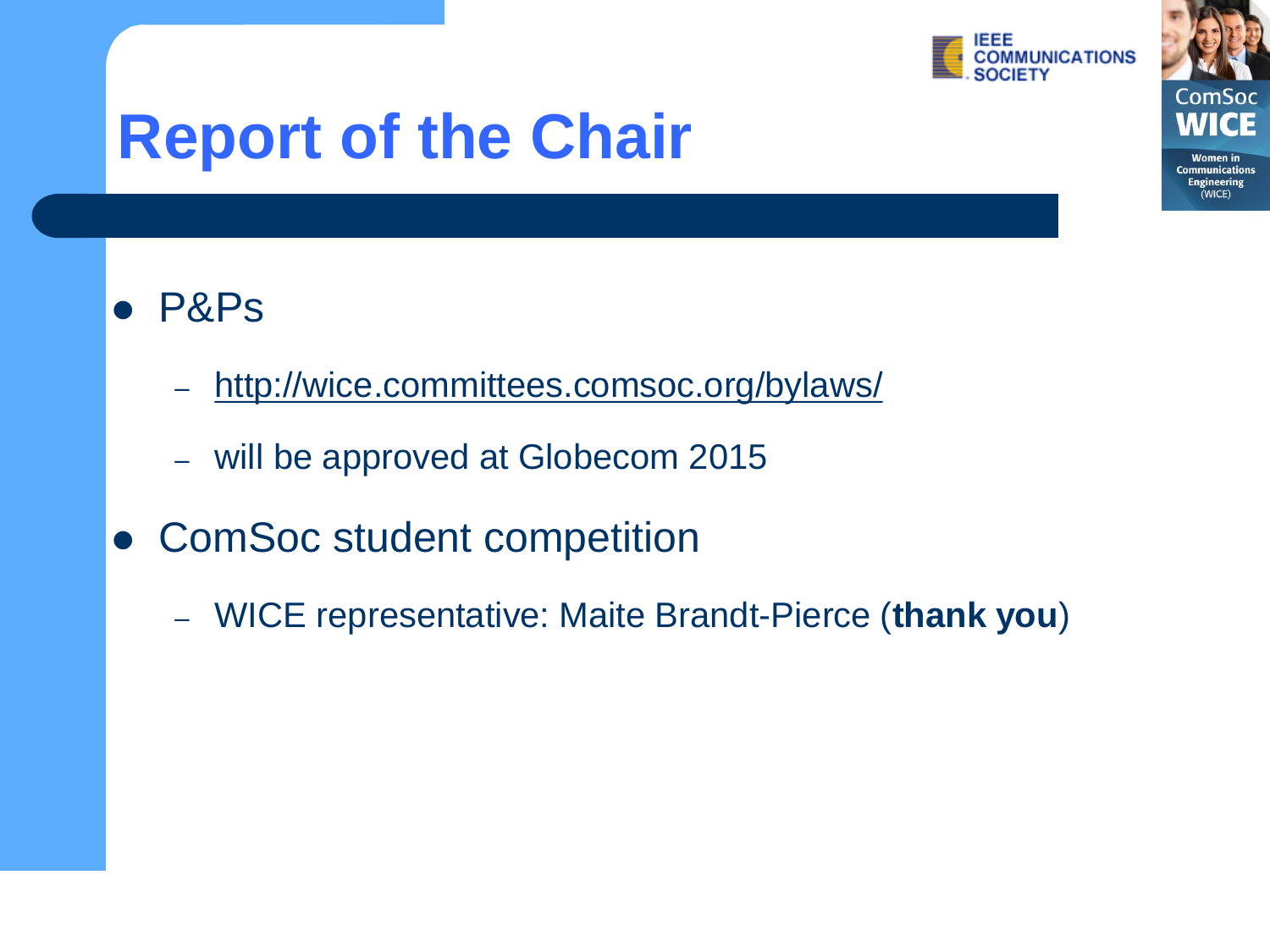# Report of the Chair

- P&Ps
  - http://wice.committees.comsoc.org/bylaws/
  - will be approved at Globecom 2015
- ComSoc student competition
  - WICE representative: Maite Brandt-Pierce (**thank you**)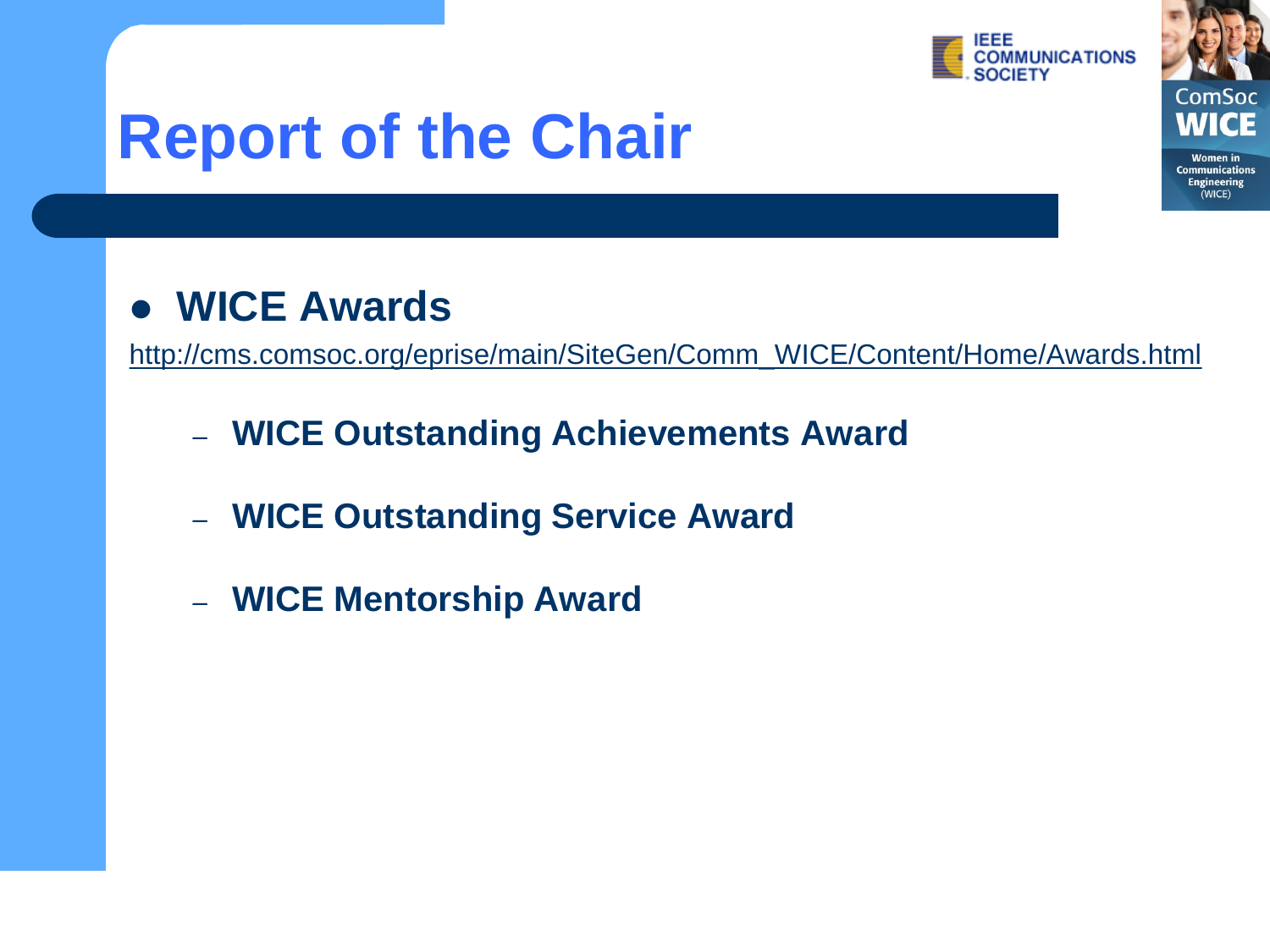# Report of the Chair

- **WICE Awards**

http://cms.comsoc.org/eprise/main/SiteGen/Comm_WICE/Content/Home/Awards.html

  - **WICE Outstanding Achievements Award**
  - **WICE Outstanding Service Award**
  - **WICE Mentorship Award**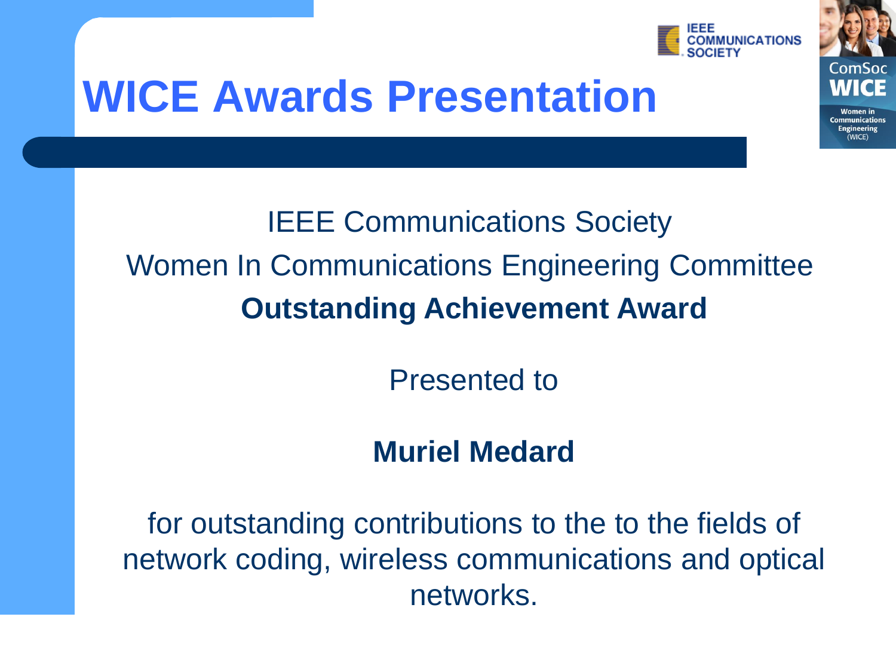# WICE Awards Presentation

IEEE Communications Society

Women In Communications Engineering Committee

**Outstanding Achievement Award**

Presented to

**Muriel Medard**

for outstanding contributions to the to the fields of network coding, wireless communications and optical networks.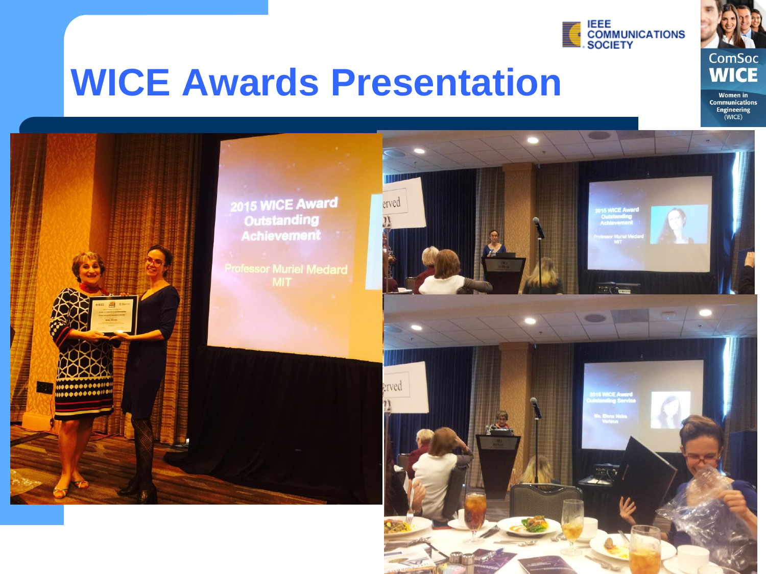# WICE Awards Presentation

IEEE COMMUNICATIONS SOCIETY

ComSoc WICE
Women in Communications Engineering (WICE)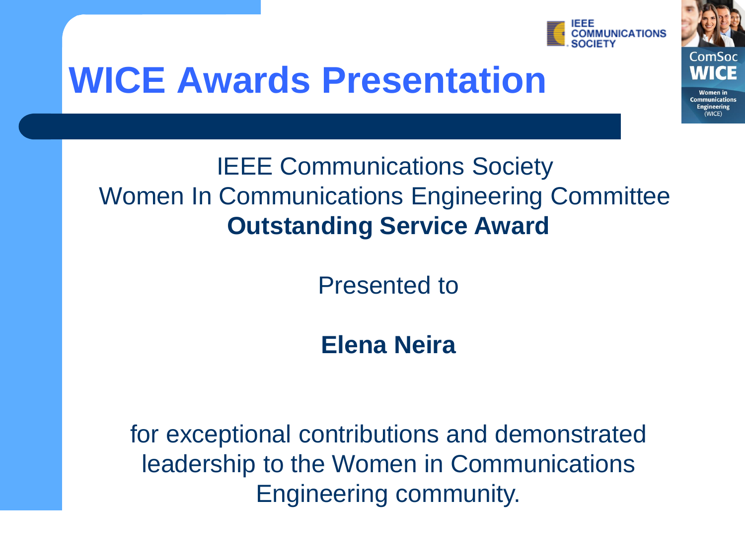# WICE Awards Presentation

IEEE Communications Society
Women In Communications Engineering Committee
**Outstanding Service Award**

Presented to

**Elena Neira**

for exceptional contributions and demonstrated leadership to the Women in Communications Engineering community.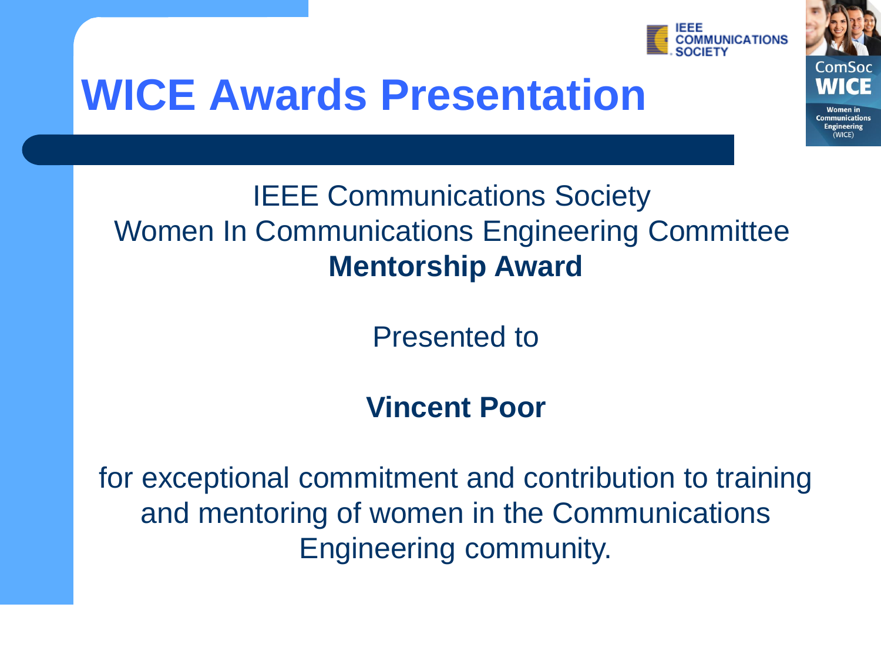# WICE Awards Presentation

IEEE Communications Society
Women In Communications Engineering Committee
**Mentorship Award**

Presented to

**Vincent Poor**

for exceptional commitment and contribution to training and mentoring of women in the Communications Engineering community.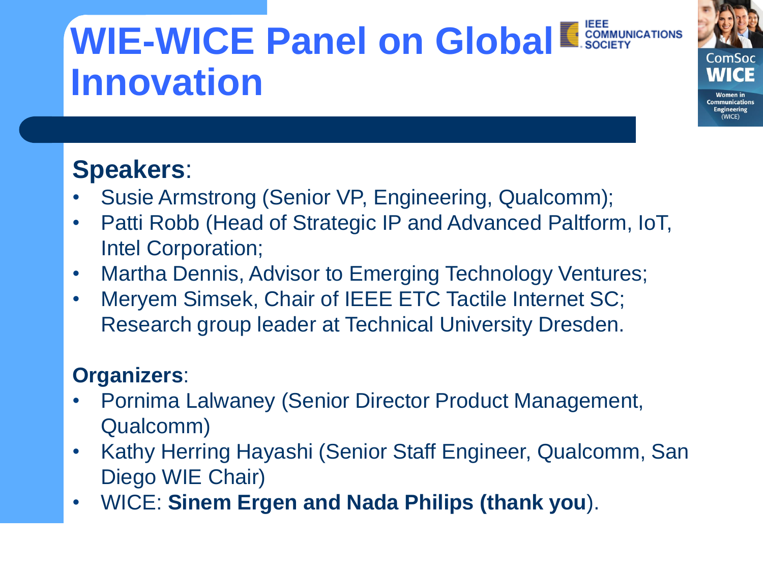# WIE-WICE Panel on Global Innovation

**Speakers**:

- Susie Armstrong (Senior VP, Engineering, Qualcomm);
- Patti Robb (Head of Strategic IP and Advanced Paltform, IoT, Intel Corporation;
- Martha Dennis, Advisor to Emerging Technology Ventures;
- Meryem Simsek, Chair of IEEE ETC Tactile Internet SC; Research group leader at Technical University Dresden.

**Organizers**:

- Pornima Lalwaney (Senior Director Product Management, Qualcomm)
- Kathy Herring Hayashi (Senior Staff Engineer, Qualcomm, San Diego WIE Chair)
- WICE: **Sinem Ergen and Nada Philips (thank you**).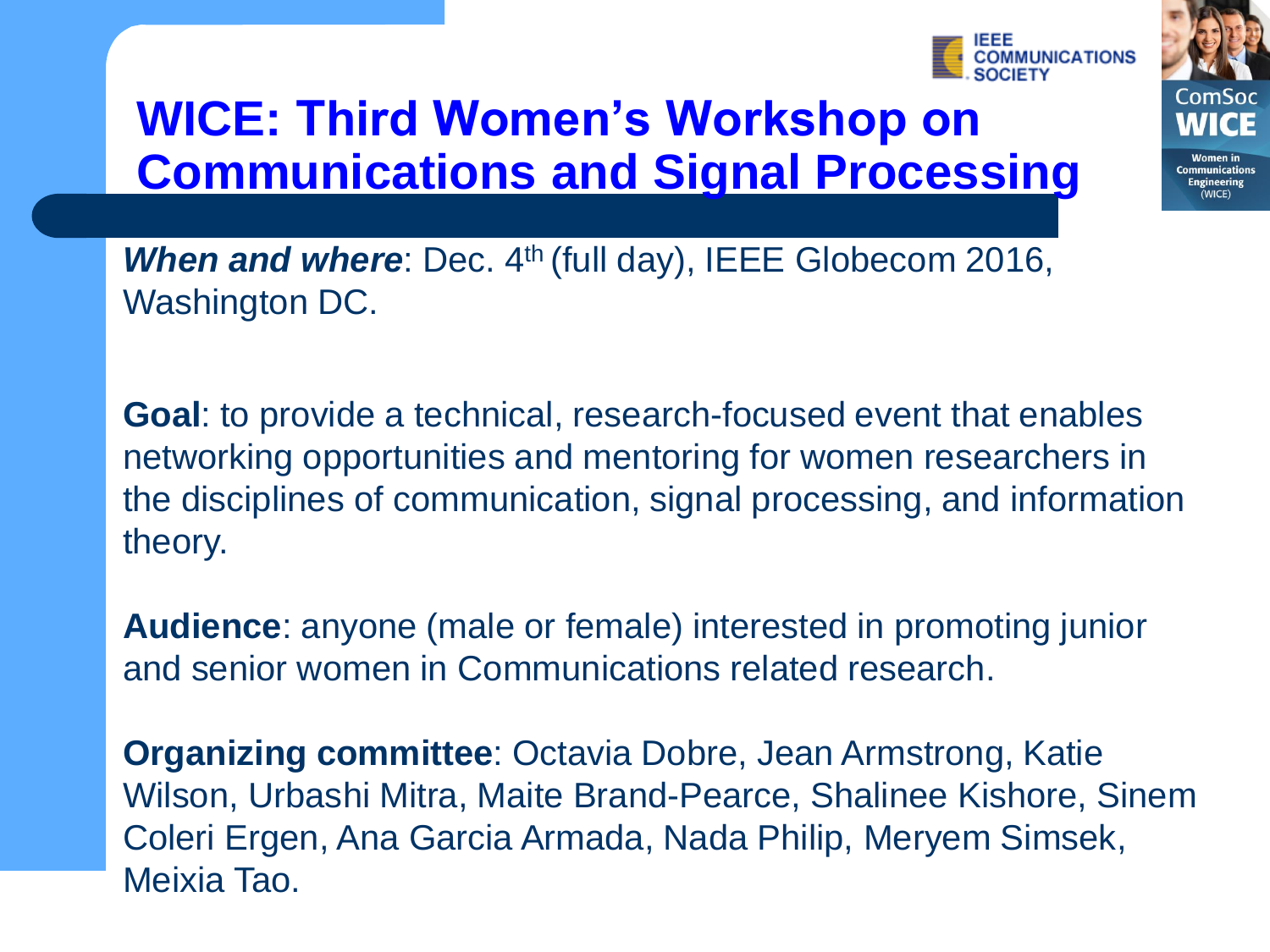# WICE: Third Women's Workshop on Communications and Signal Processing

***When and where***: Dec. 4th (full day), IEEE Globecom 2016, Washington DC.

**Goal**: to provide a technical, research-focused event that enables networking opportunities and mentoring for women researchers in the disciplines of communication, signal processing, and information theory.

**Audience**: anyone (male or female) interested in promoting junior and senior women in Communications related research.

**Organizing committee**: Octavia Dobre, Jean Armstrong, Katie Wilson, Urbashi Mitra, Maite Brand-Pearce, Shalinee Kishore, Sinem Coleri Ergen, Ana Garcia Armada, Nada Philip, Meryem Simsek, Meixia Tao.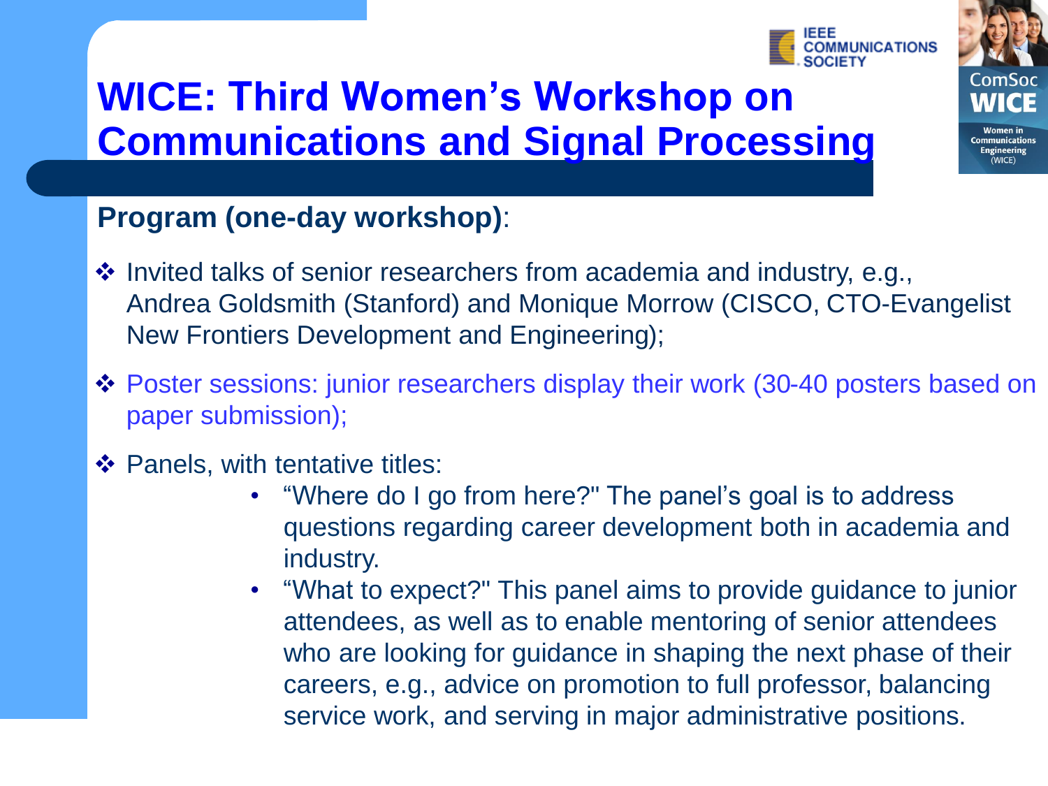# WICE: Third Women's Workshop on Communications and Signal Processing

IEEE COMMUNICATIONS SOCIETY

ComSoc WICE Women in Communications Engineering (WICE)

**Program (one-day workshop)**:

- Invited talks of senior researchers from academia and industry, e.g., Andrea Goldsmith (Stanford) and Monique Morrow (CISCO, CTO-Evangelist New Frontiers Development and Engineering);
- Poster sessions: junior researchers display their work (30-40 posters based on paper submission);
- Panels, with tentative titles:
  - "Where do I go from here?" The panel's goal is to address questions regarding career development both in academia and industry.
  - "What to expect?" This panel aims to provide guidance to junior attendees, as well as to enable mentoring of senior attendees who are looking for guidance in shaping the next phase of their careers, e.g., advice on promotion to full professor, balancing service work, and serving in major administrative positions.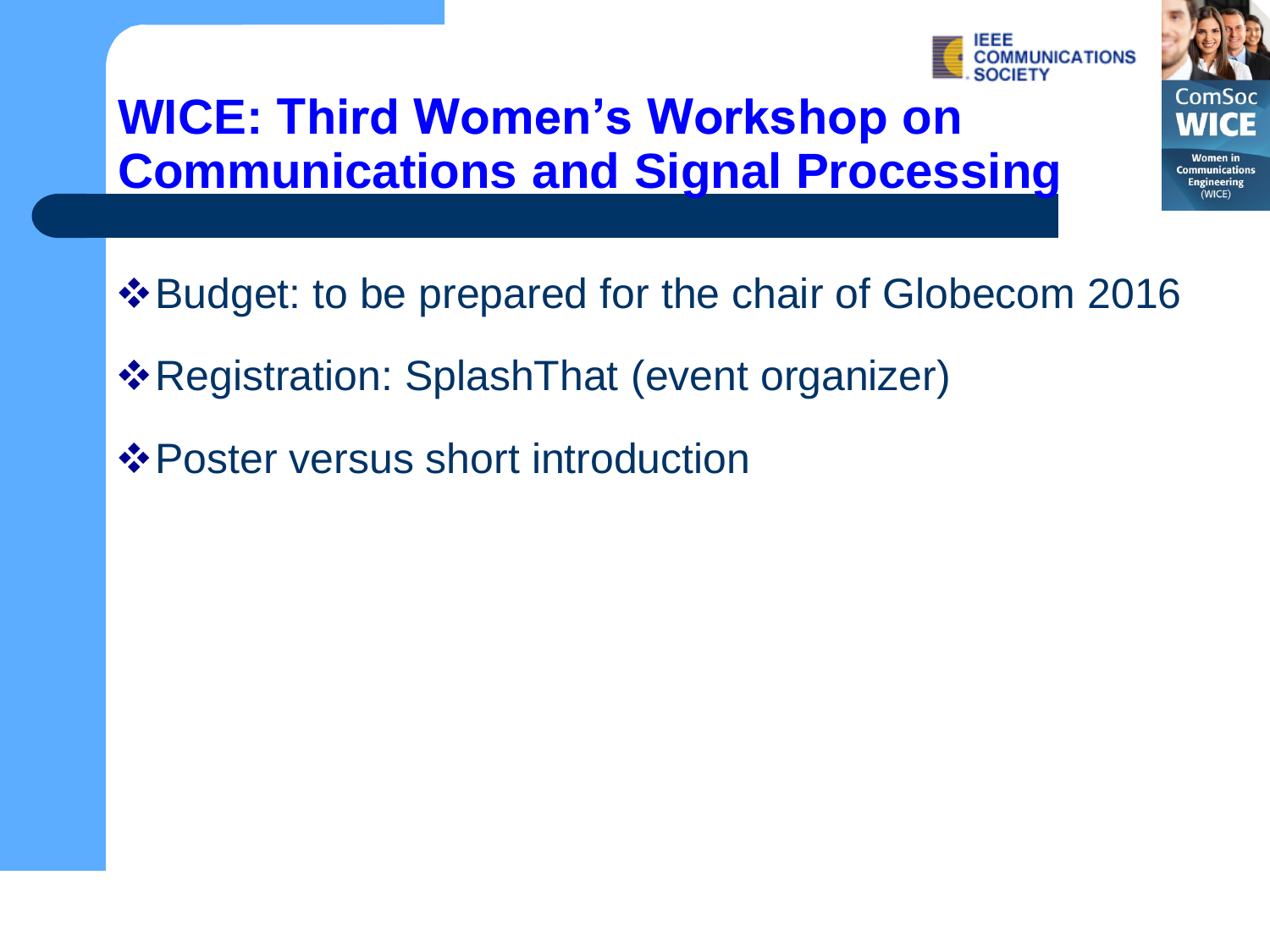# WICE: Third Women's Workshop on Communications and Signal Processing

- Budget: to be prepared for the chair of Globecom 2016
- Registration: SplashThat (event organizer)
- Poster versus short introduction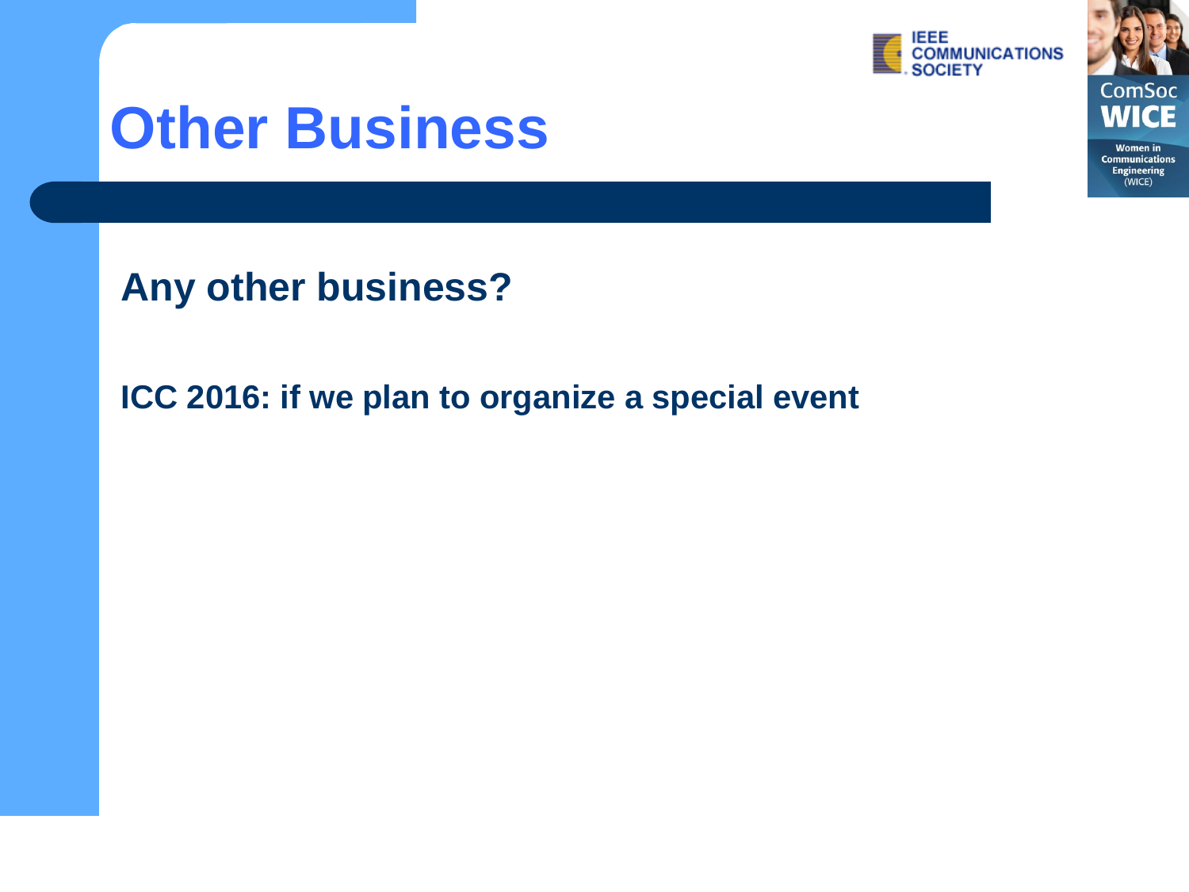# Other Business

**Any other business?**

**ICC 2016: if we plan to organize a special event**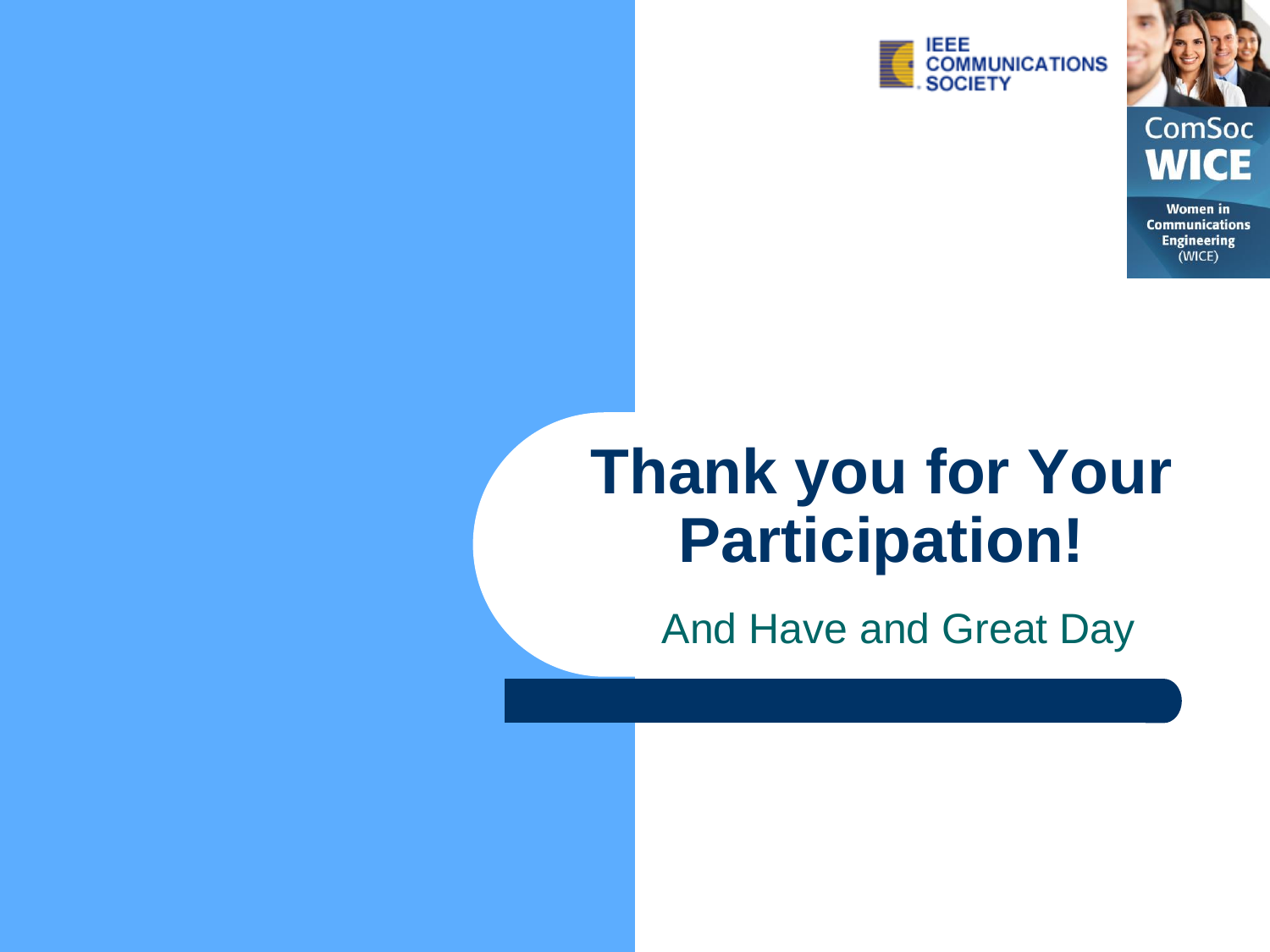IEEE COMMUNICATIONS SOCIETY

ComSoc **WICE**

**Women in Communications Engineering** (WICE)

# Thank you for Your Participation!

And Have and Great Day